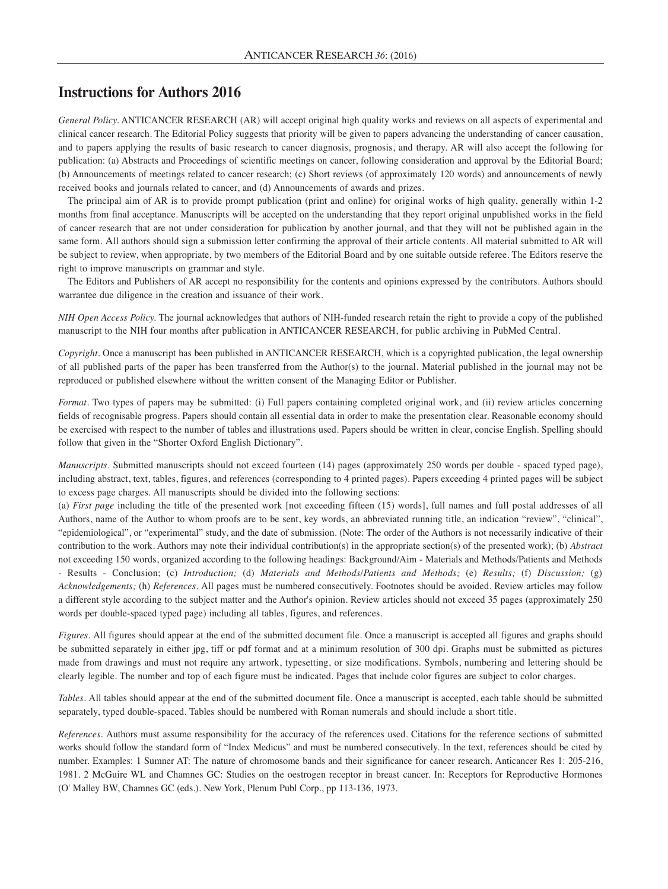# Instructions for Authors 2016

*General Policy*. ANTICANCER RESEARCH (AR) will accept original high quality works and reviews on all aspects of experimental and clinical cancer research. The Editorial Policy suggests that priority will be given to papers advancing the understanding of cancer causation, and to papers applying the results of basic research to cancer diagnosis, prognosis, and therapy. AR will also accept the following for publication: (a) Abstracts and Proceedings of scientific meetings on cancer, following consideration and approval by the Editorial Board; (b) Announcements of meetings related to cancer research; (c) Short reviews (of approximately 120 words) and announcements of newly received books and journals related to cancer, and (d) Announcements of awards and prizes.

The principal aim of AR is to provide prompt publication (print and online) for original works of high quality, generally within 1-2 months from final acceptance. Manuscripts will be accepted on the understanding that they report original unpublished works in the field of cancer research that are not under consideration for publication by another journal, and that they will not be published again in the same form. All authors should sign a submission letter confirming the approval of their article contents. All material submitted to AR will be subject to review, when appropriate, by two members of the Editorial Board and by one suitable outside referee. The Editors reserve the right to improve manuscripts on grammar and style.

The Editors and Publishers of AR accept no responsibility for the contents and opinions expressed by the contributors. Authors should warrantee due diligence in the creation and issuance of their work.

*NIH Open Access Policy*. The journal acknowledges that authors of NIH-funded research retain the right to provide a copy of the published manuscript to the NIH four months after publication in ANTICANCER RESEARCH, for public archiving in PubMed Central.

*Copyright*. Once a manuscript has been published in ANTICANCER RESEARCH, which is a copyrighted publication, the legal ownership of all published parts of the paper has been transferred from the Author(s) to the journal. Material published in the journal may not be reproduced or published elsewhere without the written consent of the Managing Editor or Publisher.

*Format*. Two types of papers may be submitted: (i) Full papers containing completed original work, and (ii) review articles concerning fields of recognisable progress. Papers should contain all essential data in order to make the presentation clear. Reasonable economy should be exercised with respect to the number of tables and illustrations used. Papers should be written in clear, concise English. Spelling should follow that given in the "Shorter Oxford English Dictionary".

*Manuscripts*. Submitted manuscripts should not exceed fourteen (14) pages (approximately 250 words per double - spaced typed page), including abstract, text, tables, figures, and references (corresponding to 4 printed pages). Papers exceeding 4 printed pages will be subject to excess page charges. All manuscripts should be divided into the following sections:

(a) *First page* including the title of the presented work [not exceeding fifteen (15) words], full names and full postal addresses of all Authors, name of the Author to whom proofs are to be sent, key words, an abbreviated running title, an indication "review", "clinical", "epidemiological", or "experimental" study, and the date of submission. (Note: The order of the Authors is not necessarily indicative of their contribution to the work. Authors may note their individual contribution(s) in the appropriate section(s) of the presented work); (b) *Abstract* not exceeding 150 words, organized according to the following headings: Background/Aim - Materials and Methods/Patients and Methods - Results - Conclusion; (c) *Introduction;* (d) *Materials and Methods/Patients and Methods;* (e) *Results;* (f) *Discussion;* (g) *Acknowledgements;* (h) *References*. All pages must be numbered consecutively. Footnotes should be avoided. Review articles may follow a different style according to the subject matter and the Author's opinion. Review articles should not exceed 35 pages (approximately 250 words per double-spaced typed page) including all tables, figures, and references.

*Figures*. All figures should appear at the end of the submitted document file. Once a manuscript is accepted all figures and graphs should be submitted separately in either jpg, tiff or pdf format and at a minimum resolution of 300 dpi. Graphs must be submitted as pictures made from drawings and must not require any artwork, typesetting, or size modifications. Symbols, numbering and lettering should be clearly legible. The number and top of each figure must be indicated. Pages that include color figures are subject to color charges.

*Tables*. All tables should appear at the end of the submitted document file. Once a manuscript is accepted, each table should be submitted separately, typed double-spaced. Tables should be numbered with Roman numerals and should include a short title.

*References*. Authors must assume responsibility for the accuracy of the references used. Citations for the reference sections of submitted works should follow the standard form of "Index Medicus" and must be numbered consecutively. In the text, references should be cited by number. Examples: 1 Sumner AT: The nature of chromosome bands and their significance for cancer research. Anticancer Res 1: 205-216, 1981. 2 McGuire WL and Chamnes GC: Studies on the oestrogen receptor in breast cancer. In: Receptors for Reproductive Hormones (O' Malley BW, Chamnes GC (eds.). New York, Plenum Publ Corp., pp 113-136, 1973.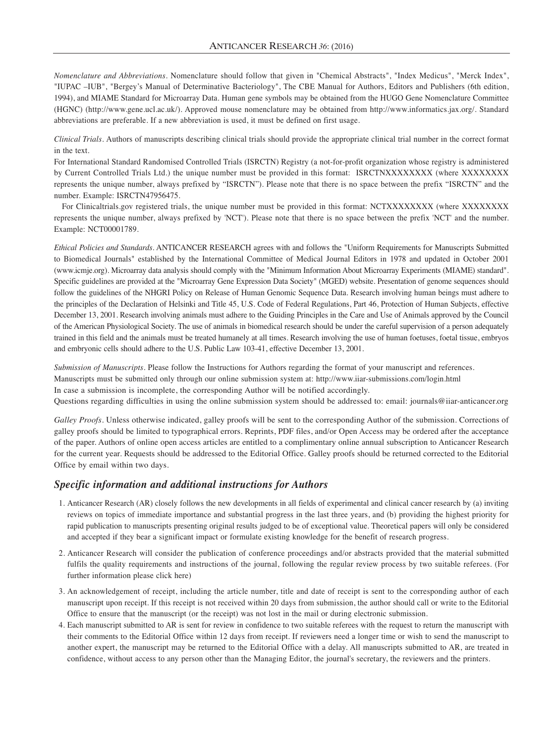*Nomenclature and Abbreviations*. Nomenclature should follow that given in "Chemical Abstracts", "Index Medicus", "Merck Index", "IUPAC –IUB", "Bergey's Manual of Determinative Bacteriology", The CBE Manual for Authors, Editors and Publishers (6th edition, 1994), and MIAME Standard for Microarray Data. Human gene symbols may be obtained from the HUGO Gene Nomenclature Committee (HGNC) (http://www.gene.ucl.ac.uk/). Approved mouse nomenclature may be obtained from http://www.informatics.jax.org/. Standard abbreviations are preferable. If a new abbreviation is used, it must be defined on first usage.

*Clinical Trials*. Authors of manuscripts describing clinical trials should provide the appropriate clinical trial number in the correct format in the text.

For International Standard Randomised Controlled Trials (ISRCTN) Registry (a not-for-profit organization whose registry is administered by Current Controlled Trials Ltd.) the unique number must be provided in this format: ISRCTNXXXXXXXX (where XXXXXXXX represents the unique number, always prefixed by "ISRCTN"). Please note that there is no space between the prefix "ISRCTN" and the number. Example: ISRCTN47956475.

For Clinicaltrials.gov registered trials, the unique number must be provided in this format: NCTXXXXXXXX (where XXXXXXXX represents the unique number, always prefixed by 'NCT'). Please note that there is no space between the prefix 'NCT' and the number. Example: NCT00001789.

*Ethical Policies and Standards*. ANTICANCER RESEARCH agrees with and follows the "Uniform Requirements for Manuscripts Submitted to Biomedical Journals" established by the International Committee of Medical Journal Editors in 1978 and updated in October 2001 (www.icmje.org). Microarray data analysis should comply with the "Minimum Information About Microarray Experiments (MIAME) standard". Specific guidelines are provided at the "Microarray Gene Expression Data Society" (MGED) website. Presentation of genome sequences should follow the guidelines of the NHGRI Policy on Release of Human Genomic Sequence Data. Research involving human beings must adhere to the principles of the Declaration of Helsinki and Title 45, U.S. Code of Federal Regulations, Part 46, Protection of Human Subjects, effective December 13, 2001. Research involving animals must adhere to the Guiding Principles in the Care and Use of Animals approved by the Council of the American Physiological Society. The use of animals in biomedical research should be under the careful supervision of a person adequately trained in this field and the animals must be treated humanely at all times. Research involving the use of human foetuses, foetal tissue, embryos and embryonic cells should adhere to the U.S. Public Law 103-41, effective December 13, 2001.

*Submission of Manuscripts*. Please follow the Instructions for Authors regarding the format of your manuscript and references.
Manuscripts must be submitted only through our online submission system at: http://www.iiar-submissions.com/login.html
In case a submission is incomplete, the corresponding Author will be notified accordingly.
Questions regarding difficulties in using the online submission system should be addressed to: email: journals@iiar-anticancer.org

*Galley Proofs*. Unless otherwise indicated, galley proofs will be sent to the corresponding Author of the submission. Corrections of galley proofs should be limited to typographical errors. Reprints, PDF files, and/or Open Access may be ordered after the acceptance of the paper. Authors of online open access articles are entitled to a complimentary online annual subscription to Anticancer Research for the current year. Requests should be addressed to the Editorial Office. Galley proofs should be returned corrected to the Editorial Office by email within two days.

## *Specific information and additional instructions for Authors*

1. Anticancer Research (AR) closely follows the new developments in all fields of experimental and clinical cancer research by (a) inviting reviews on topics of immediate importance and substantial progress in the last three years, and (b) providing the highest priority for rapid publication to manuscripts presenting original results judged to be of exceptional value. Theoretical papers will only be considered and accepted if they bear a significant impact or formulate existing knowledge for the benefit of research progress.

2. Anticancer Research will consider the publication of conference proceedings and/or abstracts provided that the material submitted fulfils the quality requirements and instructions of the journal, following the regular review process by two suitable referees. (For further information please click here)

3. An acknowledgement of receipt, including the article number, title and date of receipt is sent to the corresponding author of each manuscript upon receipt. If this receipt is not received within 20 days from submission, the author should call or write to the Editorial Office to ensure that the manuscript (or the receipt) was not lost in the mail or during electronic submission.

4. Each manuscript submitted to AR is sent for review in confidence to two suitable referees with the request to return the manuscript with their comments to the Editorial Office within 12 days from receipt. If reviewers need a longer time or wish to send the manuscript to another expert, the manuscript may be returned to the Editorial Office with a delay. All manuscripts submitted to AR, are treated in confidence, without access to any person other than the Managing Editor, the journal's secretary, the reviewers and the printers.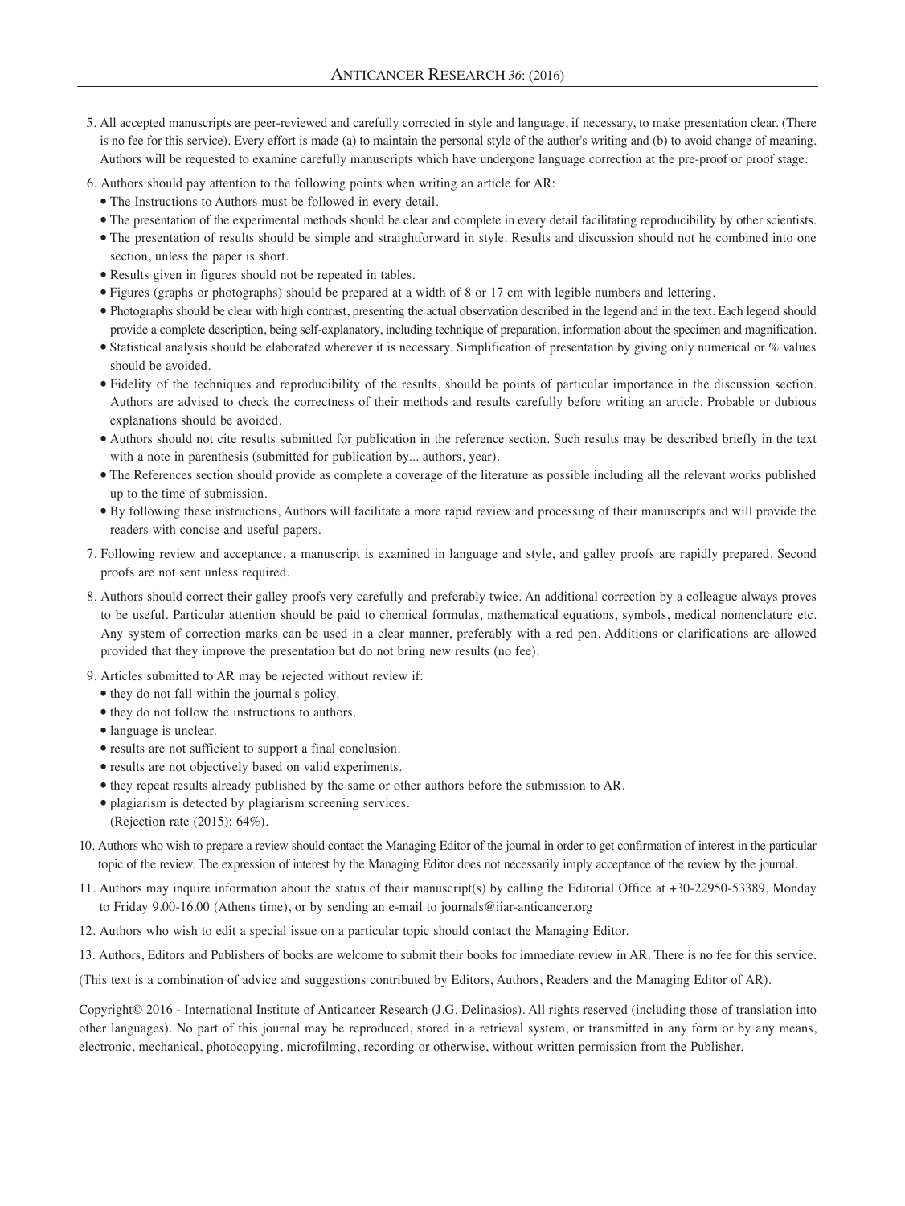5. All accepted manuscripts are peer-reviewed and carefully corrected in style and language, if necessary, to make presentation clear. (There is no fee for this service). Every effort is made (a) to maintain the personal style of the author's writing and (b) to avoid change of meaning. Authors will be requested to examine carefully manuscripts which have undergone language correction at the pre-proof or proof stage.

6. Authors should pay attention to the following points when writing an article for AR:
   - The Instructions to Authors must be followed in every detail.
   - The presentation of the experimental methods should be clear and complete in every detail facilitating reproducibility by other scientists.
   - The presentation of results should be simple and straightforward in style. Results and discussion should not he combined into one section, unless the paper is short.
   - Results given in figures should not be repeated in tables.
   - Figures (graphs or photographs) should be prepared at a width of 8 or 17 cm with legible numbers and lettering.
   - Photographs should be clear with high contrast, presenting the actual observation described in the legend and in the text. Each legend should provide a complete description, being self-explanatory, including technique of preparation, information about the specimen and magnification.
   - Statistical analysis should be elaborated wherever it is necessary. Simplification of presentation by giving only numerical or % values should be avoided.
   - Fidelity of the techniques and reproducibility of the results, should be points of particular importance in the discussion section. Authors are advised to check the correctness of their methods and results carefully before writing an article. Probable or dubious explanations should be avoided.
   - Authors should not cite results submitted for publication in the reference section. Such results may be described briefly in the text with a note in parenthesis (submitted for publication by... authors, year).
   - The References section should provide as complete a coverage of the literature as possible including all the relevant works published up to the time of submission.
   - By following these instructions, Authors will facilitate a more rapid review and processing of their manuscripts and will provide the readers with concise and useful papers.

7. Following review and acceptance, a manuscript is examined in language and style, and galley proofs are rapidly prepared. Second proofs are not sent unless required.

8. Authors should correct their galley proofs very carefully and preferably twice. An additional correction by a colleague always proves to be useful. Particular attention should be paid to chemical formulas, mathematical equations, symbols, medical nomenclature etc. Any system of correction marks can be used in a clear manner, preferably with a red pen. Additions or clarifications are allowed provided that they improve the presentation but do not bring new results (no fee).

9. Articles submitted to AR may be rejected without review if:
   - they do not fall within the journal's policy.
   - they do not follow the instructions to authors.
   - language is unclear.
   - results are not sufficient to support a final conclusion.
   - results are not objectively based on valid experiments.
   - they repeat results already published by the same or other authors before the submission to AR.
   - plagiarism is detected by plagiarism screening services.

   (Rejection rate (2015): 64%).

10. Authors who wish to prepare a review should contact the Managing Editor of the journal in order to get confirmation of interest in the particular topic of the review. The expression of interest by the Managing Editor does not necessarily imply acceptance of the review by the journal.

11. Authors may inquire information about the status of their manuscript(s) by calling the Editorial Office at +30-22950-53389, Monday to Friday 9.00-16.00 (Athens time), or by sending an e-mail to journals@iiar-anticancer.org

12. Authors who wish to edit a special issue on a particular topic should contact the Managing Editor.

13. Authors, Editors and Publishers of books are welcome to submit their books for immediate review in AR. There is no fee for this service.

(This text is a combination of advice and suggestions contributed by Editors, Authors, Readers and the Managing Editor of AR).

Copyright© 2016 - International Institute of Anticancer Research (J.G. Delinasios). All rights reserved (including those of translation into other languages). No part of this journal may be reproduced, stored in a retrieval system, or transmitted in any form or by any means, electronic, mechanical, photocopying, microfilming, recording or otherwise, without written permission from the Publisher.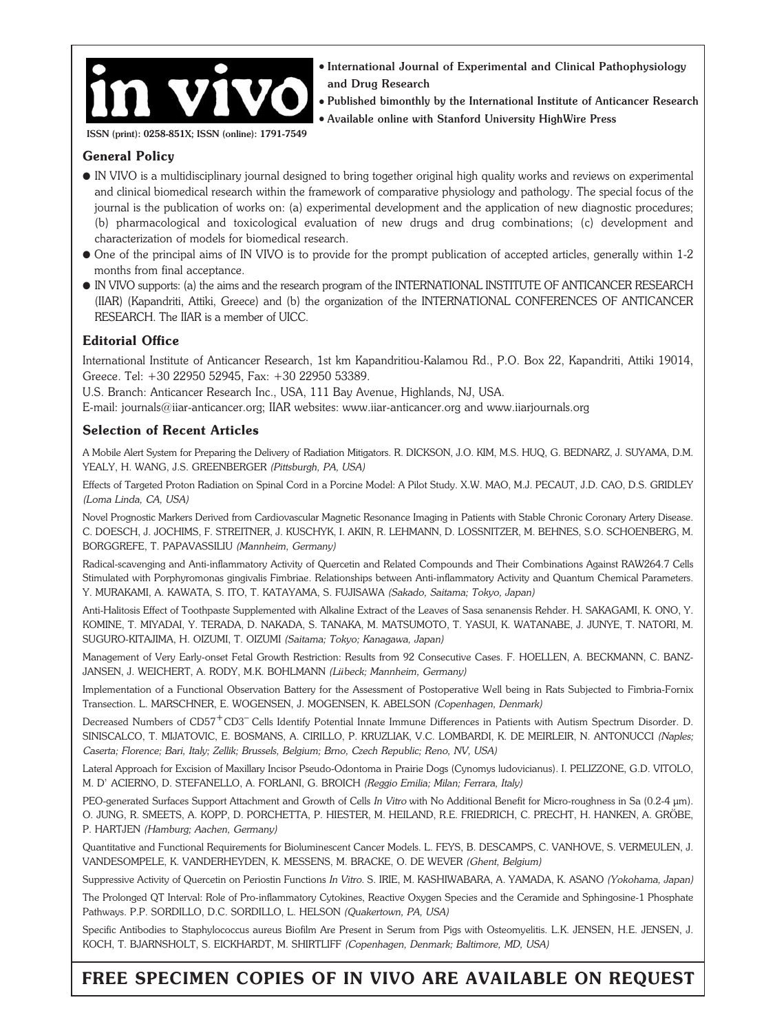# in vivo

- **International Journal of Experimental and Clinical Pathophysiology and Drug Research**
- **Published bimonthly by the International Institute of Anticancer Research**
- **Available online with Stanford University HighWire Press**

**ISSN (print): 0258-851X; ISSN (online): 1791-7549**

## General Policy

- IN VIVO is a multidisciplinary journal designed to bring together original high quality works and reviews on experimental and clinical biomedical research within the framework of comparative physiology and pathology. The special focus of the journal is the publication of works on: (a) experimental development and the application of new diagnostic procedures; (b) pharmacological and toxicological evaluation of new drugs and drug combinations; (c) development and characterization of models for biomedical research.
- One of the principal aims of IN VIVO is to provide for the prompt publication of accepted articles, generally within 1-2 months from final acceptance.
- IN VIVO supports: (a) the aims and the research program of the INTERNATIONAL INSTITUTE OF ANTICANCER RESEARCH (IIAR) (Kapandriti, Attiki, Greece) and (b) the organization of the INTERNATIONAL CONFERENCES OF ANTICANCER RESEARCH. The IIAR is a member of UICC.

## Editorial Office

International Institute of Anticancer Research, 1st km Kapandritiou-Kalamou Rd., P.O. Box 22, Kapandriti, Attiki 19014, Greece. Tel: +30 22950 52945, Fax: +30 22950 53389.

U.S. Branch: Anticancer Research Inc., USA, 111 Bay Avenue, Highlands, NJ, USA.

E-mail: journals@iiar-anticancer.org; IIAR websites: www.iiar-anticancer.org and www.iiarjournals.org

## Selection of Recent Articles

A Mobile Alert System for Preparing the Delivery of Radiation Mitigators. R. DICKSON, J.O. KIM, M.S. HUQ, G. BEDNARZ, J. SUYAMA, D.M. YEALY, H. WANG, J.S. GREENBERGER *(Pittsburgh, PA, USA)*

Effects of Targeted Proton Radiation on Spinal Cord in a Porcine Model: A Pilot Study. X.W. MAO, M.J. PECAUT, J.D. CAO, D.S. GRIDLEY *(Loma Linda, CA, USA)*

Novel Prognostic Markers Derived from Cardiovascular Magnetic Resonance Imaging in Patients with Stable Chronic Coronary Artery Disease. C. DOESCH, J. JOCHIMS, F. STREITNER, J. KUSCHYK, I. AKIN, R. LEHMANN, D. LOSSNITZER, M. BEHNES, S.O. SCHOENBERG, M. BORGGREFE, T. PAPAVASSILIU *(Mannheim, Germany)*

Radical-scavenging and Anti-inflammatory Activity of Quercetin and Related Compounds and Their Combinations Against RAW264.7 Cells Stimulated with Porphyromonas gingivalis Fimbriae. Relationships between Anti-inflammatory Activity and Quantum Chemical Parameters. Y. MURAKAMI, A. KAWATA, S. ITO, T. KATAYAMA, S. FUJISAWA *(Sakado, Saitama; Tokyo, Japan)*

Anti-Halitosis Effect of Toothpaste Supplemented with Alkaline Extract of the Leaves of Sasa senanensis Rehder. H. SAKAGAMI, K. ONO, Y. KOMINE, T. MIYADAI, T. TERADA, D. NAKADA, S. TANAKA, M. MATSUMOTO, T. YASUI, K. WATANABE, J. JUNYE, T. NATORI, M. SUGURO-KITAJIMA, H. OIZUMI, T. OIZUMI *(Saitama; Tokyo; Kanagawa, Japan)*

Management of Very Early-onset Fetal Growth Restriction: Results from 92 Consecutive Cases. F. HOELLEN, A. BECKMANN, C. BANZ-JANSEN, J. WEICHERT, A. RODY, M.K. BOHLMANN *(Lübeck; Mannheim, Germany)*

Implementation of a Functional Observation Battery for the Assessment of Postoperative Well being in Rats Subjected to Fimbria-Fornix Transection. L. MARSCHNER, E. WOGENSEN, J. MOGENSEN, K. ABELSON *(Copenhagen, Denmark)*

Decreased Numbers of $CD57^{+}CD3^{-}$ Cells Identify Potential Innate Immune Differences in Patients with Autism Spectrum Disorder. D. SINISCALCO, T. MIJATOVIC, E. BOSMANS, A. CIRILLO, P. KRUZLIAK, V.C. LOMBARDI, K. DE MEIRLEIR, N. ANTONUCCI *(Naples; Caserta; Florence; Bari, Italy; Zellik; Brussels, Belgium; Brno, Czech Republic; Reno, NV, USA)*

Lateral Approach for Excision of Maxillary Incisor Pseudo-Odontoma in Prairie Dogs (Cynomys ludovicianus). I. PELIZZONE, G.D. VITOLO, M. D' ACIERNO, D. STEFANELLO, A. FORLANI, G. BROICH *(Reggio Emilia; Milan; Ferrara, Italy)*

PEO-generated Surfaces Support Attachment and Growth of Cells *In Vitro* with No Additional Benefit for Micro-roughness in Sa (0.2-4 μm). O. JUNG, R. SMEETS, A. KOPP, D. PORCHETTA, P. HIESTER, M. HEILAND, R.E. FRIEDRICH, C. PRECHT, H. HANKEN, A. GRÖBE, P. HARTJEN *(Hamburg; Aachen, Germany)*

Quantitative and Functional Requirements for Bioluminescent Cancer Models. L. FEYS, B. DESCAMPS, C. VANHOVE, S. VERMEULEN, J. VANDESOMPELE, K. VANDERHEYDEN, K. MESSENS, M. BRACKE, O. DE WEVER *(Ghent, Belgium)*

Suppressive Activity of Quercetin on Periostin Functions *In Vitro*. S. IRIE, M. KASHIWABARA, A. YAMADA, K. ASANO *(Yokohama, Japan)*

The Prolonged QT Interval: Role of Pro-inflammatory Cytokines, Reactive Oxygen Species and the Ceramide and Sphingosine-1 Phosphate Pathways. P.P. SORDILLO, D.C. SORDILLO, L. HELSON *(Quakertown, PA, USA)*

Specific Antibodies to Staphylococcus aureus Biofilm Are Present in Serum from Pigs with Osteomyelitis. L.K. JENSEN, H.E. JENSEN, J. KOCH, T. BJARNSHOLT, S. EICKHARDT, M. SHIRTLIFF *(Copenhagen, Denmark; Baltimore, MD, USA)*

## FREE SPECIMEN COPIES OF IN VIVO ARE AVAILABLE ON REQUEST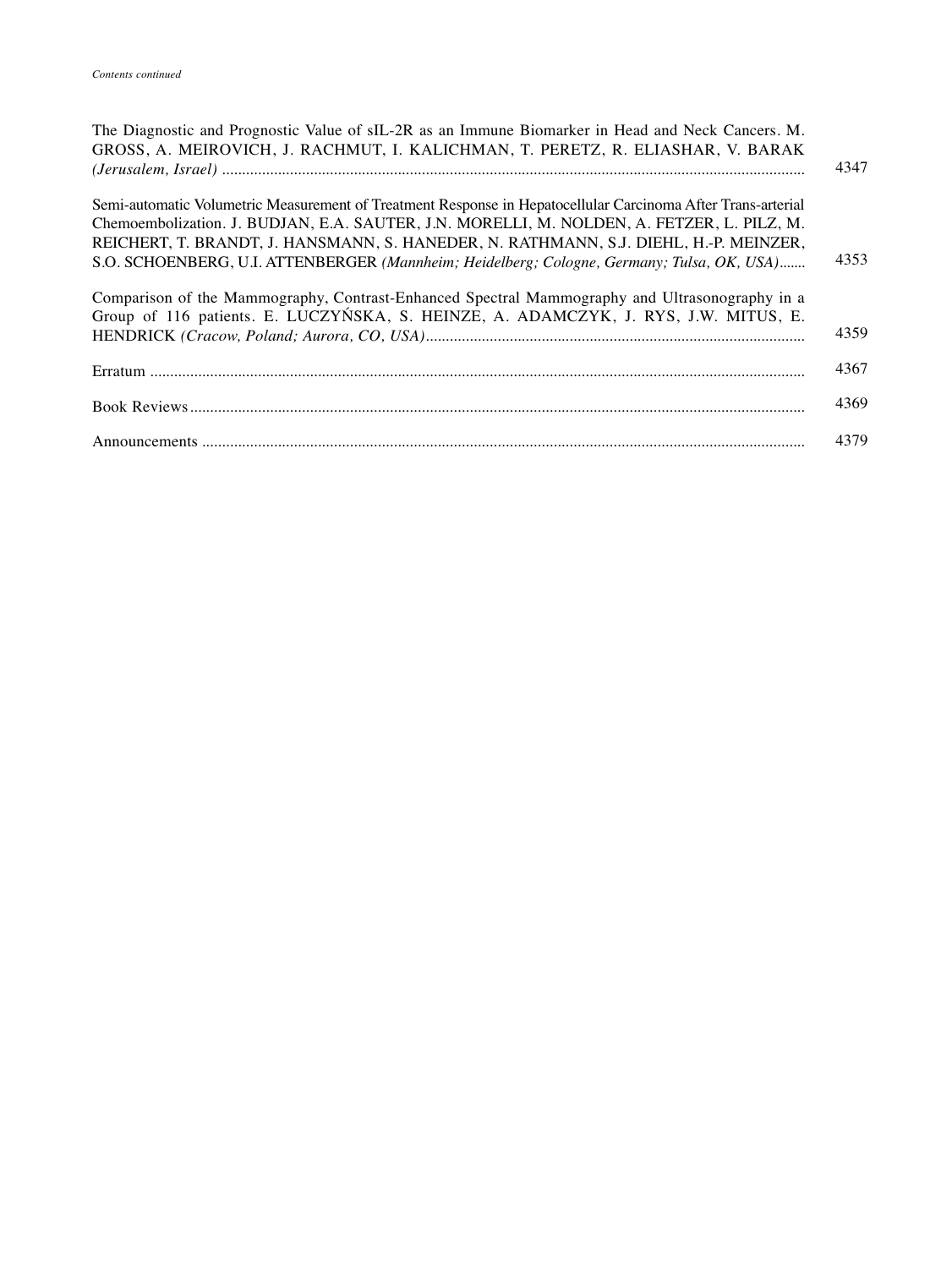*Contents continued*

The Diagnostic and Prognostic Value of sIL-2R as an Immune Biomarker in Head and Neck Cancers. M. GROSS, A. MEIROVICH, J. RACHMUT, I. KALICHMAN, T. PERETZ, R. ELIASHAR, V. BARAK *(Jerusalem, Israel)* ........ 4347

Semi-automatic Volumetric Measurement of Treatment Response in Hepatocellular Carcinoma After Trans-arterial Chemoembolization. J. BUDJAN, E.A. SAUTER, J.N. MORELLI, M. NOLDEN, A. FETZER, L. PILZ, M. REICHERT, T. BRANDT, J. HANSMANN, S. HANEDER, N. RATHMANN, S.J. DIEHL, H.-P. MEINZER, S.O. SCHOENBERG, U.I. ATTENBERGER *(Mannheim; Heidelberg; Cologne, Germany; Tulsa, OK, USA)*....... 4353

Comparison of the Mammography, Contrast-Enhanced Spectral Mammography and Ultrasonography in a Group of 116 patients. E. LUCZYŃSKA, S. HEINZE, A. ADAMCZYK, J. RYS, J.W. MITUS, E. HENDRICK *(Cracow, Poland; Aurora, CO, USA)*........ 4359

Erratum ........ 4367

Book Reviews........ 4369

Announcements ........ 4379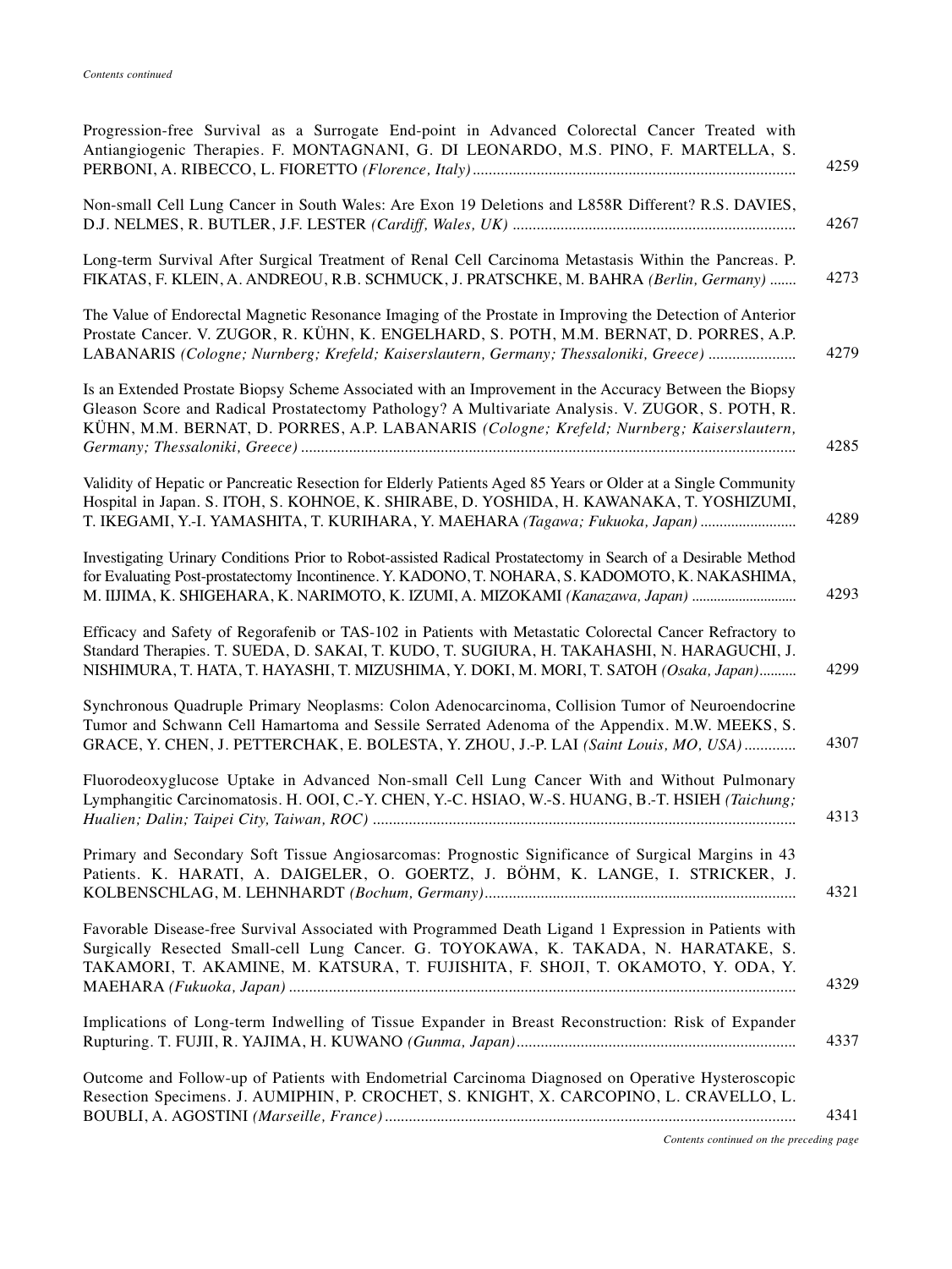*Contents continued*

Progression-free Survival as a Surrogate End-point in Advanced Colorectal Cancer Treated with Antiangiogenic Therapies. F. MONTAGNANI, G. DI LEONARDO, M.S. PINO, F. MARTELLA, S. PERBONI, A. RIBECCO, L. FIORETTO *(Florence, Italy)* .......... 4259

Non-small Cell Lung Cancer in South Wales: Are Exon 19 Deletions and L858R Different? R.S. DAVIES, D.J. NELMES, R. BUTLER, J.F. LESTER *(Cardiff, Wales, UK)* .......... 4267

Long-term Survival After Surgical Treatment of Renal Cell Carcinoma Metastasis Within the Pancreas. P. FIKATAS, F. KLEIN, A. ANDREOU, R.B. SCHMUCK, J. PRATSCHKE, M. BAHRA *(Berlin, Germany)* .......... 4273

The Value of Endorectal Magnetic Resonance Imaging of the Prostate in Improving the Detection of Anterior Prostate Cancer. V. ZUGOR, R. KÜHN, K. ENGELHARD, S. POTH, M.M. BERNAT, D. PORRES, A.P. LABANARIS *(Cologne; Nurnberg; Krefeld; Kaiserslautern, Germany; Thessaloniki, Greece)* .......... 4279

Is an Extended Prostate Biopsy Scheme Associated with an Improvement in the Accuracy Between the Biopsy Gleason Score and Radical Prostatectomy Pathology? A Multivariate Analysis. V. ZUGOR, S. POTH, R. KÜHN, M.M. BERNAT, D. PORRES, A.P. LABANARIS *(Cologne; Krefeld; Nurnberg; Kaiserslautern, Germany; Thessaloniki, Greece)* .......... 4285

Validity of Hepatic or Pancreatic Resection for Elderly Patients Aged 85 Years or Older at a Single Community Hospital in Japan. S. ITOH, S. KOHNOE, K. SHIRABE, D. YOSHIDA, H. KAWANAKA, T. YOSHIZUMI, T. IKEGAMI, Y.-I. YAMASHITA, T. KURIHARA, Y. MAEHARA *(Tagawa; Fukuoka, Japan)* .......... 4289

Investigating Urinary Conditions Prior to Robot-assisted Radical Prostatectomy in Search of a Desirable Method for Evaluating Post-prostatectomy Incontinence. Y. KADONO, T. NOHARA, S. KADOMOTO, K. NAKASHIMA, M. IIJIMA, K. SHIGEHARA, K. NARIMOTO, K. IZUMI, A. MIZOKAMI *(Kanazawa, Japan)* .......... 4293

Efficacy and Safety of Regorafenib or TAS-102 in Patients with Metastatic Colorectal Cancer Refractory to Standard Therapies. T. SUEDA, D. SAKAI, T. KUDO, T. SUGIURA, H. TAKAHASHI, N. HARAGUCHI, J. NISHIMURA, T. HATA, T. HAYASHI, T. MIZUSHIMA, Y. DOKI, M. MORI, T. SATOH *(Osaka, Japan)* .......... 4299

Synchronous Quadruple Primary Neoplasms: Colon Adenocarcinoma, Collision Tumor of Neuroendocrine Tumor and Schwann Cell Hamartoma and Sessile Serrated Adenoma of the Appendix. M.W. MEEKS, S. GRACE, Y. CHEN, J. PETTERCHAK, E. BOLESTA, Y. ZHOU, J.-P. LAI *(Saint Louis, MO, USA)* .......... 4307

Fluorodeoxyglucose Uptake in Advanced Non-small Cell Lung Cancer With and Without Pulmonary Lymphangitic Carcinomatosis. H. OOI, C.-Y. CHEN, Y.-C. HSIAO, W.-S. HUANG, B.-T. HSIEH *(Taichung; Hualien; Dalin; Taipei City, Taiwan, ROC)* .......... 4313

Primary and Secondary Soft Tissue Angiosarcomas: Prognostic Significance of Surgical Margins in 43 Patients. K. HARATI, A. DAIGELER, O. GOERTZ, J. BÖHM, K. LANGE, I. STRICKER, J. KOLBENSCHLAG, M. LEHNHARDT *(Bochum, Germany)* .......... 4321

Favorable Disease-free Survival Associated with Programmed Death Ligand 1 Expression in Patients with Surgically Resected Small-cell Lung Cancer. G. TOYOKAWA, K. TAKADA, N. HARATAKE, S. TAKAMORI, T. AKAMINE, M. KATSURA, T. FUJISHITA, F. SHOJI, T. OKAMOTO, Y. ODA, Y. MAEHARA *(Fukuoka, Japan)* .......... 4329

Implications of Long-term Indwelling of Tissue Expander in Breast Reconstruction: Risk of Expander Rupturing. T. FUJII, R. YAJIMA, H. KUWANO *(Gunma, Japan)* .......... 4337

Outcome and Follow-up of Patients with Endometrial Carcinoma Diagnosed on Operative Hysteroscopic Resection Specimens. J. AUMIPHIN, P. CROCHET, S. KNIGHT, X. CARCOPINO, L. CRAVELLO, L. BOUBLI, A. AGOSTINI *(Marseille, France)* .......... 4341

*Contents continued on the preceding page*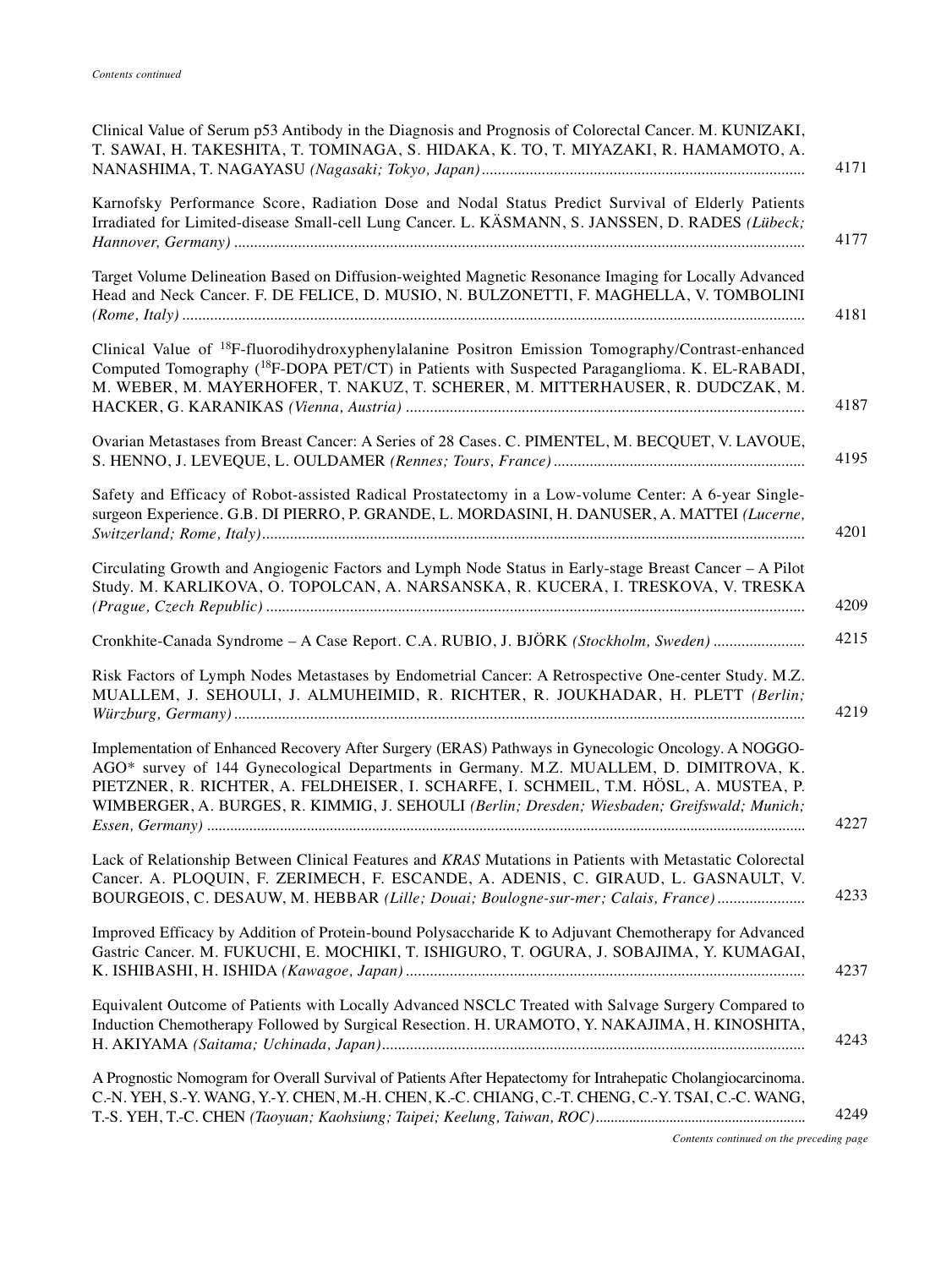*Contents continued*

Clinical Value of Serum p53 Antibody in the Diagnosis and Prognosis of Colorectal Cancer. M. KUNIZAKI, T. SAWAI, H. TAKESHITA, T. TOMINAGA, S. HIDAKA, K. TO, T. MIYAZAKI, R. HAMAMOTO, A. NANASHIMA, T. NAGAYASU *(Nagasaki; Tokyo, Japan)* ........ 4171

Karnofsky Performance Score, Radiation Dose and Nodal Status Predict Survival of Elderly Patients Irradiated for Limited-disease Small-cell Lung Cancer. L. KÄSMANN, S. JANSSEN, D. RADES *(Lübeck; Hannover, Germany)* ........ 4177

Target Volume Delineation Based on Diffusion-weighted Magnetic Resonance Imaging for Locally Advanced Head and Neck Cancer. F. DE FELICE, D. MUSIO, N. BULZONETTI, F. MAGHELLA, V. TOMBOLINI *(Rome, Italy)* ........ 4181

Clinical Value of $^{18}$F-fluorodihydroxyphenylalanine Positron Emission Tomography/Contrast-enhanced Computed Tomography ($^{18}$F-DOPA PET/CT) in Patients with Suspected Paraganglioma. K. EL-RABADI, M. WEBER, M. MAYERHOFER, T. NAKUZ, T. SCHERER, M. MITTERHAUSER, R. DUDCZAK, M. HACKER, G. KARANIKAS *(Vienna, Austria)* ........ 4187

Ovarian Metastases from Breast Cancer: A Series of 28 Cases. C. PIMENTEL, M. BECQUET, V. LAVOUE, S. HENNO, J. LEVEQUE, L. OULDAMER *(Rennes; Tours, France)* ........ 4195

Safety and Efficacy of Robot-assisted Radical Prostatectomy in a Low-volume Center: A 6-year Single-surgeon Experience. G.B. DI PIERRO, P. GRANDE, L. MORDASINI, H. DANUSER, A. MATTEI *(Lucerne, Switzerland; Rome, Italy)* ........ 4201

Circulating Growth and Angiogenic Factors and Lymph Node Status in Early-stage Breast Cancer – A Pilot Study. M. KARLIKOVA, O. TOPOLCAN, A. NARSANSKA, R. KUCERA, I. TRESKOVA, V. TRESKA *(Prague, Czech Republic)* ........ 4209

Cronkhite-Canada Syndrome – A Case Report. C.A. RUBIO, J. BJÖRK *(Stockholm, Sweden)* ........ 4215

Risk Factors of Lymph Nodes Metastases by Endometrial Cancer: A Retrospective One-center Study. M.Z. MUALLEM, J. SEHOULI, J. ALMUHEIMID, R. RICHTER, R. JOUKHADAR, H. PLETT *(Berlin; Würzburg, Germany)* ........ 4219

Implementation of Enhanced Recovery After Surgery (ERAS) Pathways in Gynecologic Oncology. A NOGGO-AGO* survey of 144 Gynecological Departments in Germany. M.Z. MUALLEM, D. DIMITROVA, K. PIETZNER, R. RICHTER, A. FELDHEISER, I. SCHARFE, I. SCHMEIL, T.M. HÖSL, A. MUSTEA, P. WIMBERGER, A. BURGES, R. KIMMIG, J. SEHOULI *(Berlin; Dresden; Wiesbaden; Greifswald; Munich; Essen, Germany)* ........ 4227

Lack of Relationship Between Clinical Features and *KRAS* Mutations in Patients with Metastatic Colorectal Cancer. A. PLOQUIN, F. ZERIMECH, F. ESCANDE, A. ADENIS, C. GIRAUD, L. GASNAULT, V. BOURGEOIS, C. DESAUW, M. HEBBAR *(Lille; Douai; Boulogne-sur-mer; Calais, France)* ........ 4233

Improved Efficacy by Addition of Protein-bound Polysaccharide K to Adjuvant Chemotherapy for Advanced Gastric Cancer. M. FUKUCHI, E. MOCHIKI, T. ISHIGURO, T. OGURA, J. SOBAJIMA, Y. KUMAGAI, K. ISHIBASHI, H. ISHIDA *(Kawagoe, Japan)* ........ 4237

Equivalent Outcome of Patients with Locally Advanced NSCLC Treated with Salvage Surgery Compared to Induction Chemotherapy Followed by Surgical Resection. H. URAMOTO, Y. NAKAJIMA, H. KINOSHITA, H. AKIYAMA *(Saitama; Uchinada, Japan)* ........ 4243

A Prognostic Nomogram for Overall Survival of Patients After Hepatectomy for Intrahepatic Cholangiocarcinoma. C.-N. YEH, S.-Y. WANG, Y.-Y. CHEN, M.-H. CHEN, K.-C. CHIANG, C.-T. CHENG, C.-Y. TSAI, C.-C. WANG, T.-S. YEH, T.-C. CHEN *(Taoyuan; Kaohsiung; Taipei; Keelung, Taiwan, ROC)* ........ 4249

*Contents continued on the preceding page*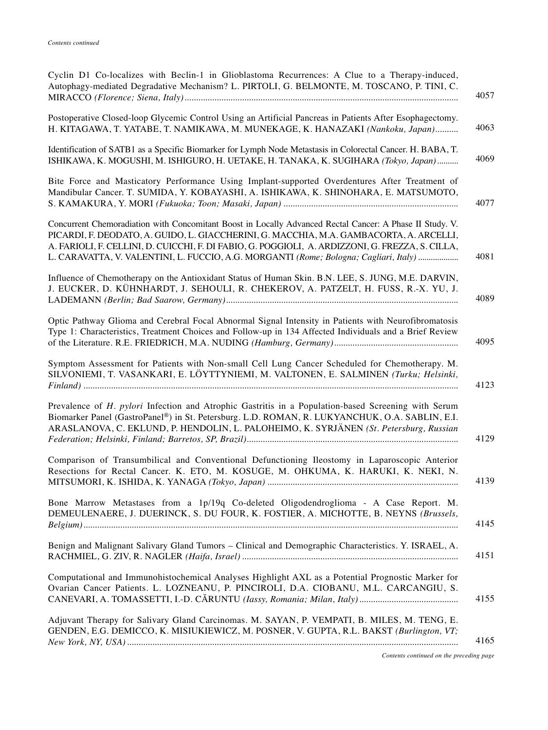*Contents continued*

Cyclin D1 Co-localizes with Beclin-1 in Glioblastoma Recurrences: A Clue to a Therapy-induced, Autophagy-mediated Degradative Mechanism? L. PIRTOLI, G. BELMONTE, M. TOSCANO, P. TINI, C. MIRACCO *(Florence; Siena, Italy)* ............ 4057

Postoperative Closed-loop Glycemic Control Using an Artificial Pancreas in Patients After Esophagectomy. H. KITAGAWA, T. YATABE, T. NAMIKAWA, M. MUNEKAGE, K. HANAZAKI *(Nankoku, Japan)* ............ 4063

Identification of SATB1 as a Specific Biomarker for Lymph Node Metastasis in Colorectal Cancer. H. BABA, T. ISHIKAWA, K. MOGUSHI, M. ISHIGURO, H. UETAKE, H. TANAKA, K. SUGIHARA *(Tokyo, Japan)* ............ 4069

Bite Force and Masticatory Performance Using Implant-supported Overdentures After Treatment of Mandibular Cancer. T. SUMIDA, Y. KOBAYASHI, A. ISHIKAWA, K. SHINOHARA, E. MATSUMOTO, S. KAMAKURA, Y. MORI *(Fukuoka; Toon; Masaki, Japan)* ............ 4077

Concurrent Chemoradiation with Concomitant Boost in Locally Advanced Rectal Cancer: A Phase II Study. V. PICARDI, F. DEODATO, A. GUIDO, L. GIACCHERINI, G. MACCHIA, M.A. GAMBACORTA, A. ARCELLI, A. FARIOLI, F. CELLINI, D. CUICCHI, F. DI FABIO, G. POGGIOLI, A. ARDIZZONI, G. FREZZA, S. CILLA, L. CARAVATTA, V. VALENTINI, L. FUCCIO, A.G. MORGANTI *(Rome; Bologna; Cagliari, Italy)* ............ 4081

Influence of Chemotherapy on the Antioxidant Status of Human Skin. B.N. LEE, S. JUNG, M.E. DARVIN, J. EUCKER, D. KÜHNHARDT, J. SEHOULI, R. CHEKEROV, A. PATZELT, H. FUSS, R.-X. YU, J. LADEMANN *(Berlin; Bad Saarow, Germany)* ............ 4089

Optic Pathway Glioma and Cerebral Focal Abnormal Signal Intensity in Patients with Neurofibromatosis Type 1: Characteristics, Treatment Choices and Follow-up in 134 Affected Individuals and a Brief Review of the Literature. R.E. FRIEDRICH, M.A. NUDING *(Hamburg, Germany)* ............ 4095

Symptom Assessment for Patients with Non-small Cell Lung Cancer Scheduled for Chemotherapy. M. SILVONIEMI, T. VASANKARI, E. LÖYTTYNIEMI, M. VALTONEN, E. SALMINEN *(Turku; Helsinki, Finland)* ............ 4123

Prevalence of *H. pylori* Infection and Atrophic Gastritis in a Population-based Screening with Serum Biomarker Panel (GastroPanel®) in St. Petersburg. L.D. ROMAN, R. LUKYANCHUK, O.A. SABLIN, E.I. ARASLANOVA, C. EKLUND, P. HENDOLIN, L. PALOHEIMO, K. SYRJÄNEN *(St. Petersburg, Russian Federation; Helsinki, Finland; Barretos, SP, Brazil)* ............ 4129

Comparison of Transumbilical and Conventional Defunctioning Ileostomy in Laparoscopic Anterior Resections for Rectal Cancer. K. ETO, M. KOSUGE, M. OHKUMA, K. HARUKI, K. NEKI, N. MITSUMORI, K. ISHIDA, K. YANAGA *(Tokyo, Japan)* ............ 4139

Bone Marrow Metastases from a 1p/19q Co-deleted Oligodendroglioma - A Case Report. M. DEMEULENAERE, J. DUERINCK, S. DU FOUR, K. FOSTIER, A. MICHOTTE, B. NEYNS *(Brussels, Belgium)* ............ 4145

Benign and Malignant Salivary Gland Tumors – Clinical and Demographic Characteristics. Y. ISRAEL, A. RACHMIEL, G. ZIV, R. NAGLER *(Haifa, Israel)* ............ 4151

Computational and Immunohistochemical Analyses Highlight AXL as a Potential Prognostic Marker for Ovarian Cancer Patients. L. LOZNEANU, P. PINCIROLI, D.A. CIOBANU, M.L. CARCANGIU, S. CANEVARI, A. TOMASSETTI, I.-D. CĂRUNTU *(Iassy, Romania; Milan, Italy)* ............ 4155

Adjuvant Therapy for Salivary Gland Carcinomas. M. SAYAN, P. VEMPATI, B. MILES, M. TENG, E. GENDEN, E.G. DEMICCO, K. MISIUKIEWICZ, M. POSNER, V. GUPTA, R.L. BAKST *(Burlington, VT; New York, NY, USA)* ............ 4165

*Contents continued on the preceding page*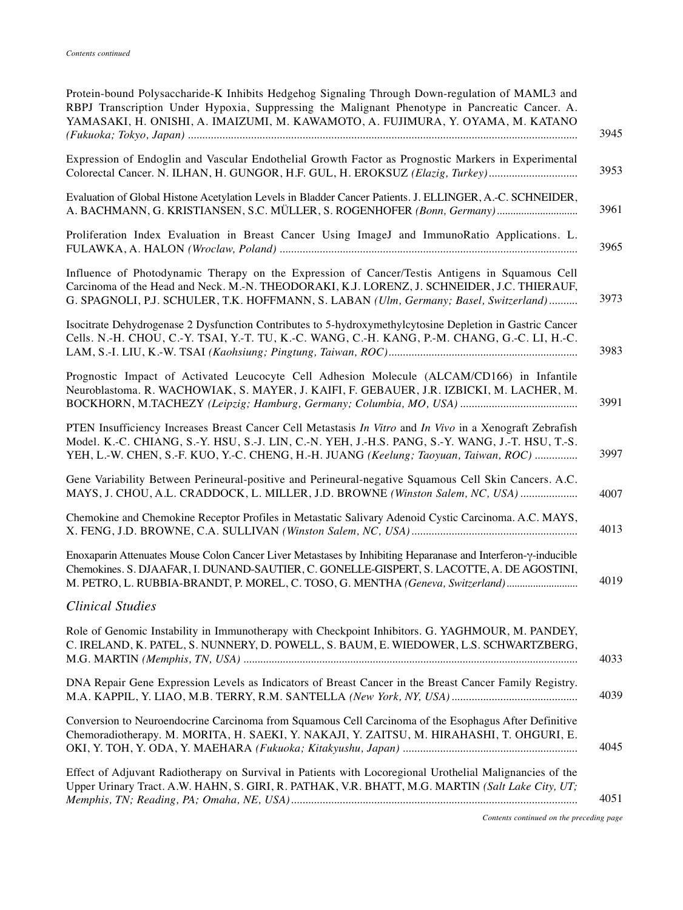*Contents continued*

Protein-bound Polysaccharide-K Inhibits Hedgehog Signaling Through Down-regulation of MAML3 and RBPJ Transcription Under Hypoxia, Suppressing the Malignant Phenotype in Pancreatic Cancer. A. YAMASAKI, H. ONISHI, A. IMAIZUMI, M. KAWAMOTO, A. FUJIMURA, Y. OYAMA, M. KATANO *(Fukuoka; Tokyo, Japan)* ........ 3945

Expression of Endoglin and Vascular Endothelial Growth Factor as Prognostic Markers in Experimental Colorectal Cancer. N. ILHAN, H. GUNGOR, H.F. GUL, H. EROKSUZ *(Elazig, Turkey)* ........ 3953

Evaluation of Global Histone Acetylation Levels in Bladder Cancer Patients. J. ELLINGER, A.-C. SCHNEIDER, A. BACHMANN, G. KRISTIANSEN, S.C. MÜLLER, S. ROGENHOFER *(Bonn, Germany)* ........ 3961

Proliferation Index Evaluation in Breast Cancer Using ImageJ and ImmunoRatio Applications. L. FULAWKA, A. HALON *(Wroclaw, Poland)* ........ 3965

Influence of Photodynamic Therapy on the Expression of Cancer/Testis Antigens in Squamous Cell Carcinoma of the Head and Neck. M.-N. THEODORAKI, K.J. LORENZ, J. SCHNEIDER, J.C. THIERAUF, G. SPAGNOLI, P.J. SCHULER, T.K. HOFFMANN, S. LABAN *(Ulm, Germany; Basel, Switzerland)* ........ 3973

Isocitrate Dehydrogenase 2 Dysfunction Contributes to 5-hydroxymethylcytosine Depletion in Gastric Cancer Cells. N.-H. CHOU, C.-Y. TSAI, Y.-T. TU, K.-C. WANG, C.-H. KANG, P.-M. CHANG, G.-C. LI, H.-C. LAM, S.-I. LIU, K.-W. TSAI *(Kaohsiung; Pingtung, Taiwan, ROC)* ........ 3983

Prognostic Impact of Activated Leucocyte Cell Adhesion Molecule (ALCAM/CD166) in Infantile Neuroblastoma. R. WACHOWIAK, S. MAYER, J. KAIFI, F. GEBAUER, J.R. IZBICKI, M. LACHER, M. BOCKHORN, M.TACHEZY *(Leipzig; Hamburg, Germany; Columbia, MO, USA)* ........ 3991

PTEN Insufficiency Increases Breast Cancer Cell Metastasis *In Vitro* and *In Vivo* in a Xenograft Zebrafish Model. K.-C. CHIANG, S.-Y. HSU, S.-J. LIN, C.-N. YEH, J.-H.S. PANG, S.-Y. WANG, J.-T. HSU, T.-S. YEH, L.-W. CHEN, S.-F. KUO, Y.-C. CHENG, H.-H. JUANG *(Keelung; Taoyuan, Taiwan, ROC)* ........ 3997

Gene Variability Between Perineural-positive and Perineural-negative Squamous Cell Skin Cancers. A.C. MAYS, J. CHOU, A.L. CRADDOCK, L. MILLER, J.D. BROWNE *(Winston Salem, NC, USA)* ........ 4007

Chemokine and Chemokine Receptor Profiles in Metastatic Salivary Adenoid Cystic Carcinoma. A.C. MAYS, X. FENG, J.D. BROWNE, C.A. SULLIVAN *(Winston Salem, NC, USA)* ........ 4013

Enoxaparin Attenuates Mouse Colon Cancer Liver Metastases by Inhibiting Heparanase and Interferon-$\gamma$-inducible Chemokines. S. DJAAFAR, I. DUNAND-SAUTIER, C. GONELLE-GISPERT, S. LACOTTE, A. DE AGOSTINI, M. PETRO, L. RUBBIA-BRANDT, P. MOREL, C. TOSO, G. MENTHA *(Geneva, Switzerland)* ........ 4019

## *Clinical Studies*

Role of Genomic Instability in Immunotherapy with Checkpoint Inhibitors. G. YAGHMOUR, M. PANDEY, C. IRELAND, K. PATEL, S. NUNNERY, D. POWELL, S. BAUM, E. WIEDOWER, L.S. SCHWARTZBERG, M.G. MARTIN *(Memphis, TN, USA)* ........ 4033

DNA Repair Gene Expression Levels as Indicators of Breast Cancer in the Breast Cancer Family Registry. M.A. KAPPIL, Y. LIAO, M.B. TERRY, R.M. SANTELLA *(New York, NY, USA)* ........ 4039

Conversion to Neuroendocrine Carcinoma from Squamous Cell Carcinoma of the Esophagus After Definitive Chemoradiotherapy. M. MORITA, H. SAEKI, Y. NAKAJI, Y. ZAITSU, M. HIRAHASHI, T. OHGURI, E. OKI, Y. TOH, Y. ODA, Y. MAEHARA *(Fukuoka; Kitakyushu, Japan)* ........ 4045

Effect of Adjuvant Radiotherapy on Survival in Patients with Locoregional Urothelial Malignancies of the Upper Urinary Tract. A.W. HAHN, S. GIRI, R. PATHAK, V.R. BHATT, M.G. MARTIN *(Salt Lake City, UT; Memphis, TN; Reading, PA; Omaha, NE, USA)* ........ 4051

*Contents continued on the preceding page*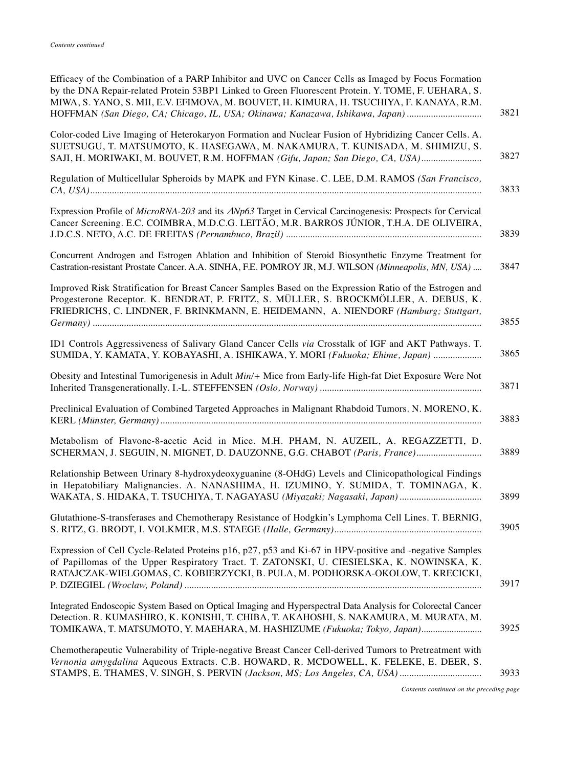*Contents continued*

Efficacy of the Combination of a PARP Inhibitor and UVC on Cancer Cells as Imaged by Focus Formation by the DNA Repair-related Protein 53BP1 Linked to Green Fluorescent Protein. Y. TOME, F. UEHARA, S. MIWA, S. YANO, S. MII, E.V. EFIMOVA, M. BOUVET, H. KIMURA, H. TSUCHIYA, F. KANAYA, R.M. HOFFMAN *(San Diego, CA; Chicago, IL, USA; Okinawa; Kanazawa, Ishikawa, Japan)* .............................. 3821

Color-coded Live Imaging of Heterokaryon Formation and Nuclear Fusion of Hybridizing Cancer Cells. A. SUETSUGU, T. MATSUMOTO, K. HASEGAWA, M. NAKAMURA, T. KUNISADA, M. SHIMIZU, S. SAJI, H. MORIWAKI, M. BOUVET, R.M. HOFFMAN *(Gifu, Japan; San Diego, CA, USA)*......................... 3827

Regulation of Multicellular Spheroids by MAPK and FYN Kinase. C. LEE, D.M. RAMOS *(San Francisco, CA, USA)*................................................................................................................................................ 3833

Expression Profile of *MicroRNA-203* and its *ΔNp63* Target in Cervical Carcinogenesis: Prospects for Cervical Cancer Screening. E.C. COIMBRA, M.D.C.G. LEITÃO, M.R. BARROS JÚNIOR, T.H.A. DE OLIVEIRA, J.D.C.S. NETO, A.C. DE FREITAS *(Pernambuco, Brazil)* ................................................................................ 3839

Concurrent Androgen and Estrogen Ablation and Inhibition of Steroid Biosynthetic Enzyme Treatment for Castration-resistant Prostate Cancer. A.A. SINHA, F.E. POMROY JR, M.J. WILSON *(Minneapolis, MN, USA)* .... 3847

Improved Risk Stratification for Breast Cancer Samples Based on the Expression Ratio of the Estrogen and Progesterone Receptor. K. BENDRAT, P. FRITZ, S. MÜLLER, S. BROCKMÖLLER, A. DEBUS, K. FRIEDRICHS, C. LINDNER, F. BRINKMANN, E. HEIDEMANN, A. NIENDORF *(Hamburg; Stuttgart, Germany)* ............................................................................................................................................... 3855

ID1 Controls Aggressiveness of Salivary Gland Cancer Cells *via* Crosstalk of IGF and AKT Pathways. T. SUMIDA, Y. KAMATA, Y. KOBAYASHI, A. ISHIKAWA, Y. MORI *(Fukuoka; Ehime, Japan)* .................... 3865

Obesity and Intestinal Tumorigenesis in Adult *Min*/+ Mice from Early-life High-fat Diet Exposure Were Not Inherited Transgenerationally. I.-L. STEFFENSEN *(Oslo, Norway)* .................................................................. 3871

Preclinical Evaluation of Combined Targeted Approaches in Malignant Rhabdoid Tumors. N. MORENO, K. KERL *(Münster, Germany)* .................................................................................................................................... 3883

Metabolism of Flavone-8-acetic Acid in Mice. M.H. PHAM, N. AUZEIL, A. REGAZZETTI, D. SCHERMAN, J. SEGUIN, N. MIGNET, D. DAUZONNE, G.G. CHABOT *(Paris, France)*........................... 3889

Relationship Between Urinary 8-hydroxydeoxyguanine (8-OHdG) Levels and Clinicopathological Findings in Hepatobiliary Malignancies. A. NANASHIMA, H. IZUMINO, Y. SUMIDA, T. TOMINAGA, K. WAKATA, S. HIDAKA, T. TSUCHIYA, T. NAGAYASU *(Miyazaki; Nagasaki, Japan)* ................................. 3899

Glutathione-S-transferases and Chemotherapy Resistance of Hodgkin's Lymphoma Cell Lines. T. BERNIG, S. RITZ, G. BRODT, I. VOLKMER, M.S. STAEGE *(Halle, Germany)*............................................................ 3905

Expression of Cell Cycle-Related Proteins p16, p27, p53 and Ki-67 in HPV-positive and -negative Samples of Papillomas of the Upper Respiratory Tract. T. ZATONSKI, U. CIESIELSKA, K. NOWINSKA, K. RATAJCZAK-WIELGOMAS, C. KOBIERZYCKI, B. PULA, M. PODHORSKA-OKOLOW, T. KRECICKI, P. DZIEGIEL *(Wroclaw, Poland)* .......................................................................................................................... 3917

Integrated Endoscopic System Based on Optical Imaging and Hyperspectral Data Analysis for Colorectal Cancer Detection. R. KUMASHIRO, K. KONISHI, T. CHIBA, T. AKAHOSHI, S. NAKAMURA, M. MURATA, M. TOMIKAWA, T. MATSUMOTO, Y. MAEHARA, M. HASHIZUME *(Fukuoka; Tokyo, Japan)*......................... 3925

Chemotherapeutic Vulnerability of Triple-negative Breast Cancer Cell-derived Tumors to Pretreatment with *Vernonia amygdalina* Aqueous Extracts. C.B. HOWARD, R. MCDOWELL, K. FELEKE, E. DEER, S. STAMPS, E. THAMES, V. SINGH, S. PERVIN *(Jackson, MS; Los Angeles, CA, USA)* ................................. 3933

*Contents continued on the preceding page*